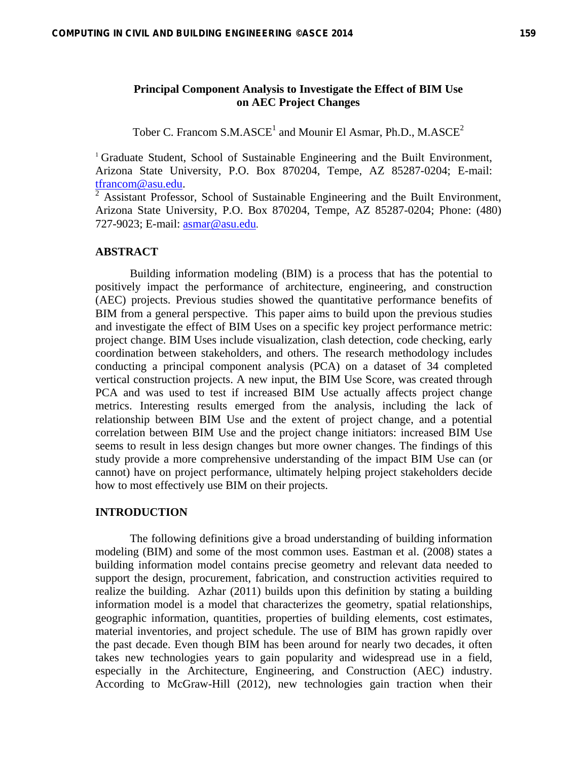# Principal Component Analysis to Investigate the Effect of BIM Use on AEC Project Changes

Tober C. Francom S.M.ASCE[1] and Mounir El Asmar, Ph.D., M.ASCE[2]

[1] Graduate Student, School of Sustainable Engineering and the Built Environment, Arizona State University, P.O. Box 870204, Tempe, AZ 85287-0204; E-mail: tfrancom@asu.edu.

[2] Assistant Professor, School of Sustainable Engineering and the Built Environment, Arizona State University, P.O. Box 870204, Tempe, AZ 85287-0204; Phone: (480) 727-9023; E-mail: asmar@asu.edu.

## ABSTRACT

Building information modeling (BIM) is a process that has the potential to positively impact the performance of architecture, engineering, and construction (AEC) projects. Previous studies showed the quantitative performance benefits of BIM from a general perspective. This paper aims to build upon the previous studies and investigate the effect of BIM Uses on a specific key project performance metric: project change. BIM Uses include visualization, clash detection, code checking, early coordination between stakeholders, and others. The research methodology includes conducting a principal component analysis (PCA) on a dataset of 34 completed vertical construction projects. A new input, the BIM Use Score, was created through PCA and was used to test if increased BIM Use actually affects project change metrics. Interesting results emerged from the analysis, including the lack of relationship between BIM Use and the extent of project change, and a potential correlation between BIM Use and the project change initiators: increased BIM Use seems to result in less design changes but more owner changes. The findings of this study provide a more comprehensive understanding of the impact BIM Use can (or cannot) have on project performance, ultimately helping project stakeholders decide how to most effectively use BIM on their projects.

## INTRODUCTION

The following definitions give a broad understanding of building information modeling (BIM) and some of the most common uses. Eastman et al. (2008) states a building information model contains precise geometry and relevant data needed to support the design, procurement, fabrication, and construction activities required to realize the building. Azhar (2011) builds upon this definition by stating a building information model is a model that characterizes the geometry, spatial relationships, geographic information, quantities, properties of building elements, cost estimates, material inventories, and project schedule. The use of BIM has grown rapidly over the past decade. Even though BIM has been around for nearly two decades, it often takes new technologies years to gain popularity and widespread use in a field, especially in the Architecture, Engineering, and Construction (AEC) industry. According to McGraw-Hill (2012), new technologies gain traction when their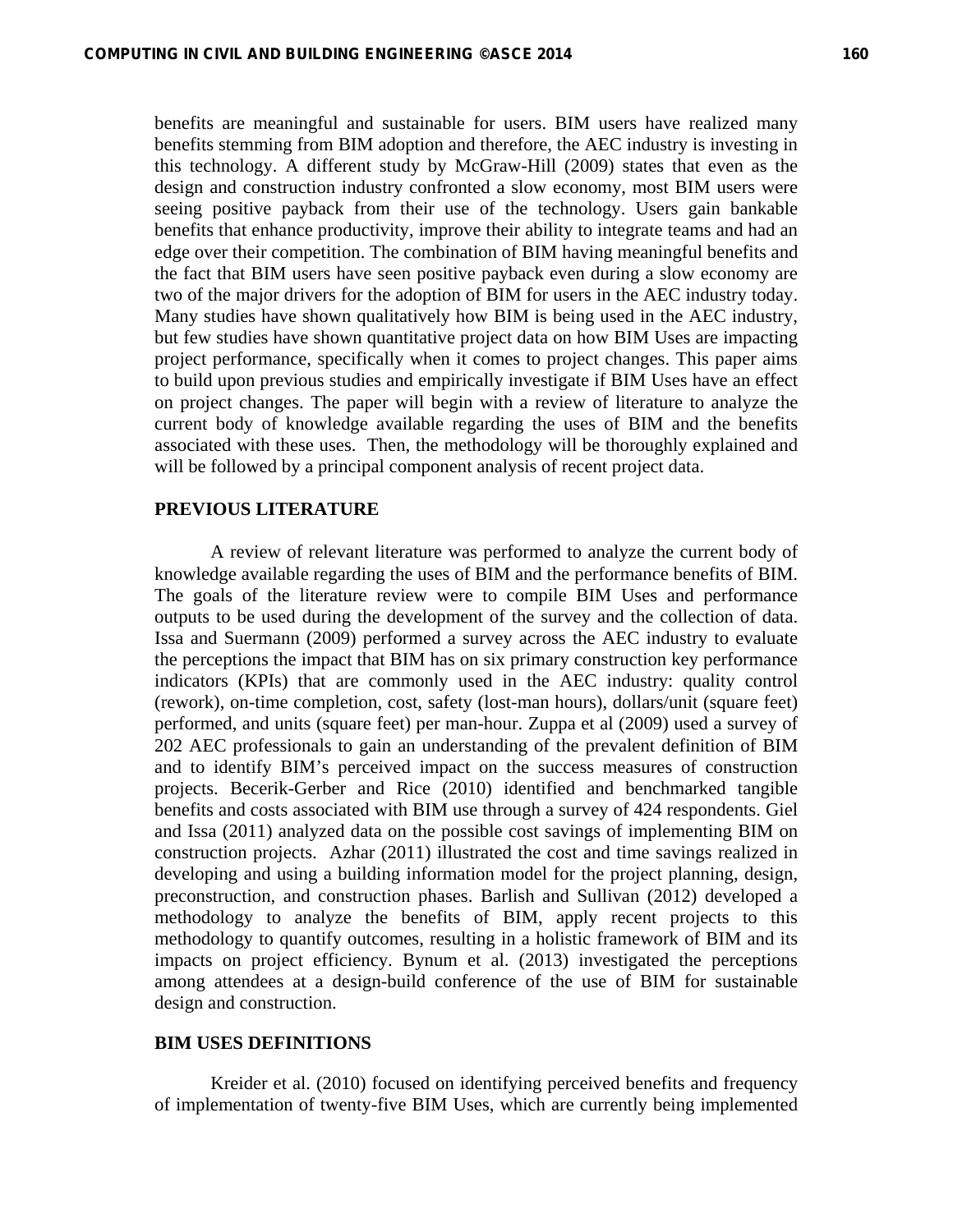benefits are meaningful and sustainable for users. BIM users have realized many benefits stemming from BIM adoption and therefore, the AEC industry is investing in this technology. A different study by McGraw-Hill (2009) states that even as the design and construction industry confronted a slow economy, most BIM users were seeing positive payback from their use of the technology. Users gain bankable benefits that enhance productivity, improve their ability to integrate teams and had an edge over their competition. The combination of BIM having meaningful benefits and the fact that BIM users have seen positive payback even during a slow economy are two of the major drivers for the adoption of BIM for users in the AEC industry today. Many studies have shown qualitatively how BIM is being used in the AEC industry, but few studies have shown quantitative project data on how BIM Uses are impacting project performance, specifically when it comes to project changes. This paper aims to build upon previous studies and empirically investigate if BIM Uses have an effect on project changes. The paper will begin with a review of literature to analyze the current body of knowledge available regarding the uses of BIM and the benefits associated with these uses. Then, the methodology will be thoroughly explained and will be followed by a principal component analysis of recent project data.

## PREVIOUS LITERATURE

A review of relevant literature was performed to analyze the current body of knowledge available regarding the uses of BIM and the performance benefits of BIM. The goals of the literature review were to compile BIM Uses and performance outputs to be used during the development of the survey and the collection of data. Issa and Suermann (2009) performed a survey across the AEC industry to evaluate the perceptions the impact that BIM has on six primary construction key performance indicators (KPIs) that are commonly used in the AEC industry: quality control (rework), on-time completion, cost, safety (lost-man hours), dollars/unit (square feet) performed, and units (square feet) per man-hour. Zuppa et al (2009) used a survey of 202 AEC professionals to gain an understanding of the prevalent definition of BIM and to identify BIM's perceived impact on the success measures of construction projects. Becerik-Gerber and Rice (2010) identified and benchmarked tangible benefits and costs associated with BIM use through a survey of 424 respondents. Giel and Issa (2011) analyzed data on the possible cost savings of implementing BIM on construction projects. Azhar (2011) illustrated the cost and time savings realized in developing and using a building information model for the project planning, design, preconstruction, and construction phases. Barlish and Sullivan (2012) developed a methodology to analyze the benefits of BIM, apply recent projects to this methodology to quantify outcomes, resulting in a holistic framework of BIM and its impacts on project efficiency. Bynum et al. (2013) investigated the perceptions among attendees at a design-build conference of the use of BIM for sustainable design and construction.

## BIM USES DEFINITIONS

Kreider et al. (2010) focused on identifying perceived benefits and frequency of implementation of twenty-five BIM Uses, which are currently being implemented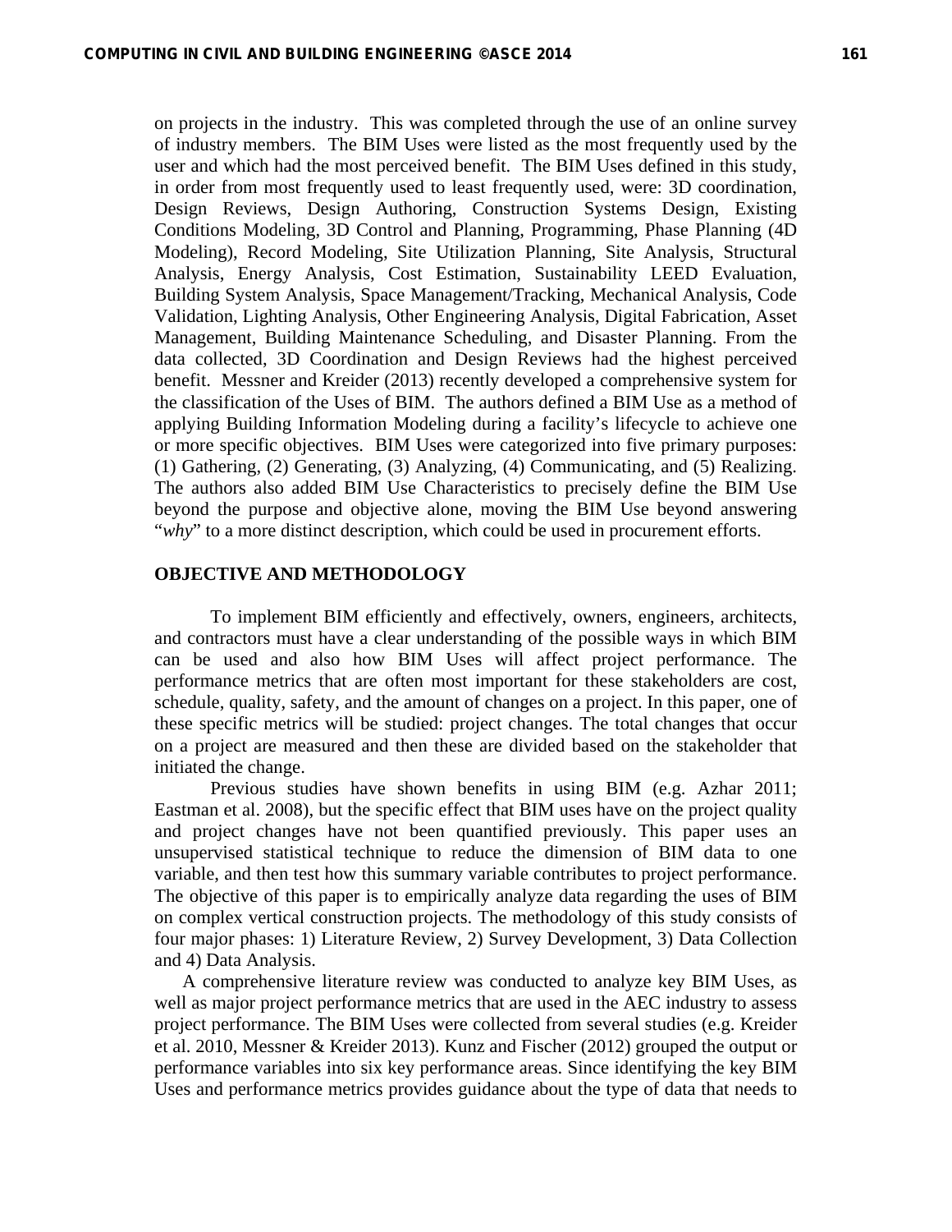on projects in the industry. This was completed through the use of an online survey of industry members. The BIM Uses were listed as the most frequently used by the user and which had the most perceived benefit. The BIM Uses defined in this study, in order from most frequently used to least frequently used, were: 3D coordination, Design Reviews, Design Authoring, Construction Systems Design, Existing Conditions Modeling, 3D Control and Planning, Programming, Phase Planning (4D Modeling), Record Modeling, Site Utilization Planning, Site Analysis, Structural Analysis, Energy Analysis, Cost Estimation, Sustainability LEED Evaluation, Building System Analysis, Space Management/Tracking, Mechanical Analysis, Code Validation, Lighting Analysis, Other Engineering Analysis, Digital Fabrication, Asset Management, Building Maintenance Scheduling, and Disaster Planning. From the data collected, 3D Coordination and Design Reviews had the highest perceived benefit. Messner and Kreider (2013) recently developed a comprehensive system for the classification of the Uses of BIM. The authors defined a BIM Use as a method of applying Building Information Modeling during a facility's lifecycle to achieve one or more specific objectives. BIM Uses were categorized into five primary purposes: (1) Gathering, (2) Generating, (3) Analyzing, (4) Communicating, and (5) Realizing. The authors also added BIM Use Characteristics to precisely define the BIM Use beyond the purpose and objective alone, moving the BIM Use beyond answering "*why*" to a more distinct description, which could be used in procurement efforts.

## OBJECTIVE AND METHODOLOGY

To implement BIM efficiently and effectively, owners, engineers, architects, and contractors must have a clear understanding of the possible ways in which BIM can be used and also how BIM Uses will affect project performance. The performance metrics that are often most important for these stakeholders are cost, schedule, quality, safety, and the amount of changes on a project. In this paper, one of these specific metrics will be studied: project changes. The total changes that occur on a project are measured and then these are divided based on the stakeholder that initiated the change.

Previous studies have shown benefits in using BIM (e.g. Azhar 2011; Eastman et al. 2008), but the specific effect that BIM uses have on the project quality and project changes have not been quantified previously. This paper uses an unsupervised statistical technique to reduce the dimension of BIM data to one variable, and then test how this summary variable contributes to project performance. The objective of this paper is to empirically analyze data regarding the uses of BIM on complex vertical construction projects. The methodology of this study consists of four major phases: 1) Literature Review, 2) Survey Development, 3) Data Collection and 4) Data Analysis.

A comprehensive literature review was conducted to analyze key BIM Uses, as well as major project performance metrics that are used in the AEC industry to assess project performance. The BIM Uses were collected from several studies (e.g. Kreider et al. 2010, Messner & Kreider 2013). Kunz and Fischer (2012) grouped the output or performance variables into six key performance areas. Since identifying the key BIM Uses and performance metrics provides guidance about the type of data that needs to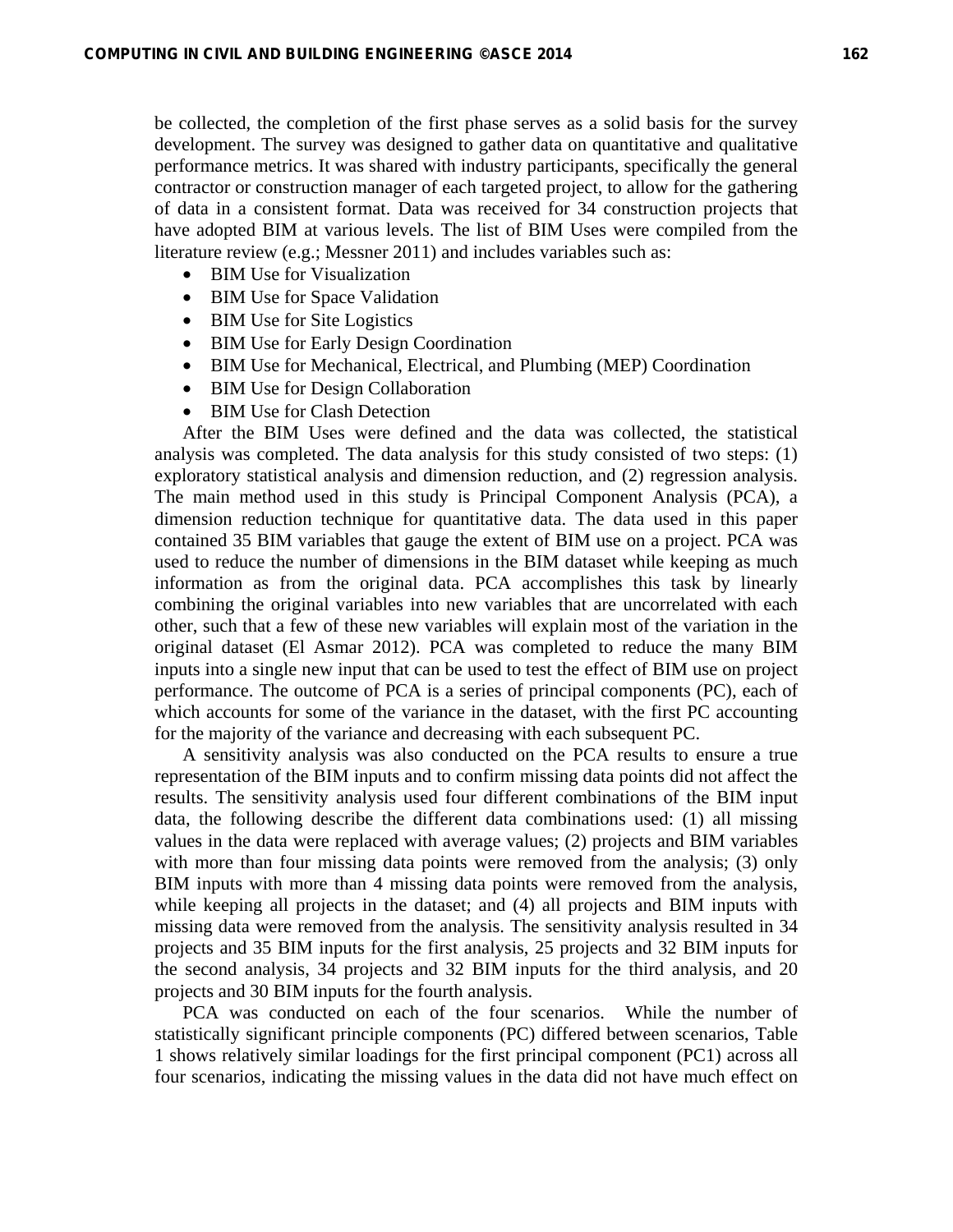be collected, the completion of the first phase serves as a solid basis for the survey development. The survey was designed to gather data on quantitative and qualitative performance metrics. It was shared with industry participants, specifically the general contractor or construction manager of each targeted project, to allow for the gathering of data in a consistent format. Data was received for 34 construction projects that have adopted BIM at various levels. The list of BIM Uses were compiled from the literature review (e.g.; Messner 2011) and includes variables such as:

- BIM Use for Visualization
- BIM Use for Space Validation
- BIM Use for Site Logistics
- BIM Use for Early Design Coordination
- BIM Use for Mechanical, Electrical, and Plumbing (MEP) Coordination
- BIM Use for Design Collaboration
- BIM Use for Clash Detection

After the BIM Uses were defined and the data was collected, the statistical analysis was completed. The data analysis for this study consisted of two steps: (1) exploratory statistical analysis and dimension reduction, and (2) regression analysis. The main method used in this study is Principal Component Analysis (PCA), a dimension reduction technique for quantitative data. The data used in this paper contained 35 BIM variables that gauge the extent of BIM use on a project. PCA was used to reduce the number of dimensions in the BIM dataset while keeping as much information as from the original data. PCA accomplishes this task by linearly combining the original variables into new variables that are uncorrelated with each other, such that a few of these new variables will explain most of the variation in the original dataset (El Asmar 2012). PCA was completed to reduce the many BIM inputs into a single new input that can be used to test the effect of BIM use on project performance. The outcome of PCA is a series of principal components (PC), each of which accounts for some of the variance in the dataset, with the first PC accounting for the majority of the variance and decreasing with each subsequent PC.

A sensitivity analysis was also conducted on the PCA results to ensure a true representation of the BIM inputs and to confirm missing data points did not affect the results. The sensitivity analysis used four different combinations of the BIM input data, the following describe the different data combinations used: (1) all missing values in the data were replaced with average values; (2) projects and BIM variables with more than four missing data points were removed from the analysis; (3) only BIM inputs with more than 4 missing data points were removed from the analysis, while keeping all projects in the dataset; and (4) all projects and BIM inputs with missing data were removed from the analysis. The sensitivity analysis resulted in 34 projects and 35 BIM inputs for the first analysis, 25 projects and 32 BIM inputs for the second analysis, 34 projects and 32 BIM inputs for the third analysis, and 20 projects and 30 BIM inputs for the fourth analysis.

PCA was conducted on each of the four scenarios. While the number of statistically significant principle components (PC) differed between scenarios, Table 1 shows relatively similar loadings for the first principal component (PC1) across all four scenarios, indicating the missing values in the data did not have much effect on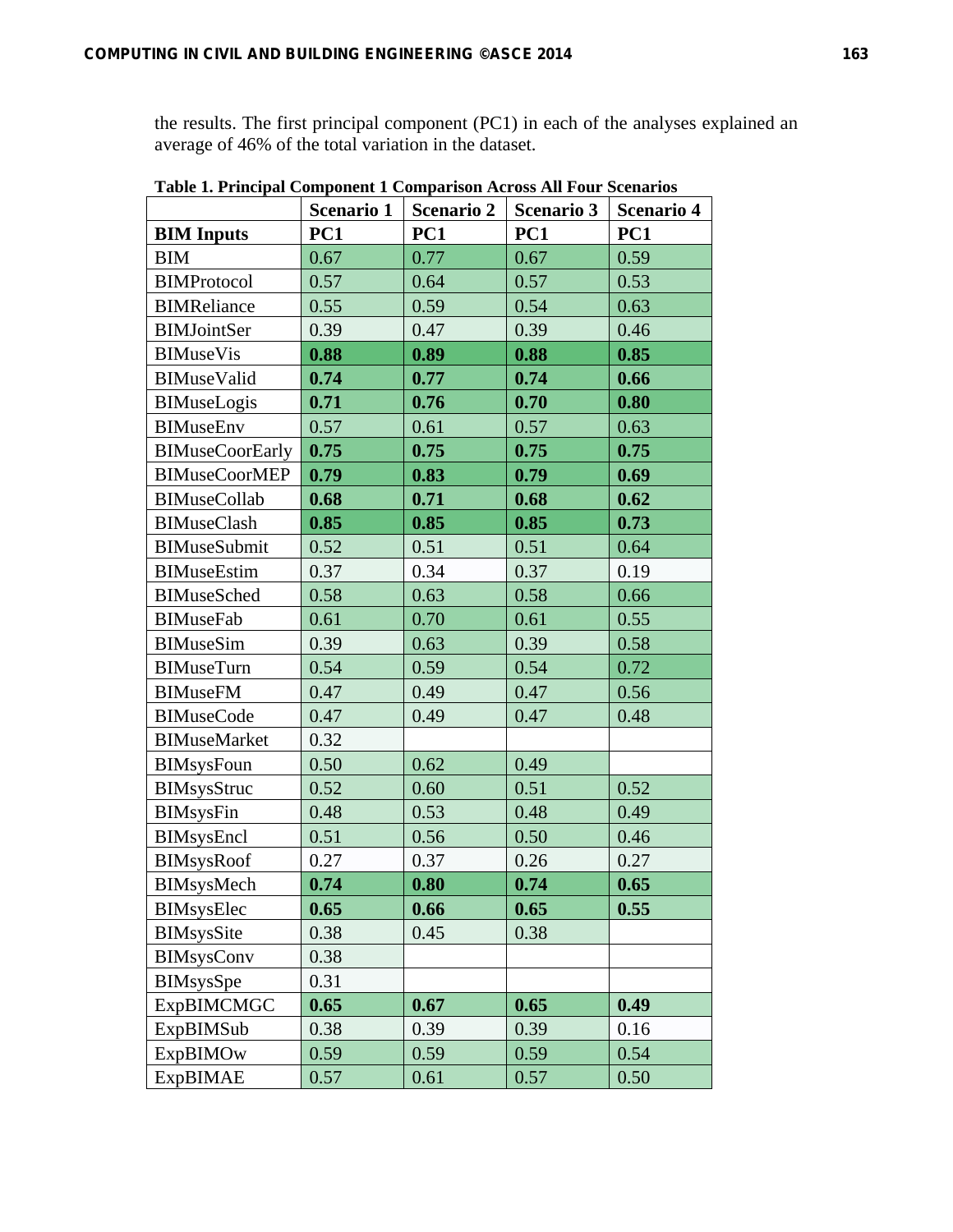the results. The first principal component (PC1) in each of the analyses explained an average of 46% of the total variation in the dataset.

**Table 1. Principal Component 1 Comparison Across All Four Scenarios**

| | Scenario 1 | Scenario 2 | Scenario 3 | Scenario 4 |
|---|---|---|---|---|
| **BIM Inputs** | **PC1** | **PC1** | **PC1** | **PC1** |
| BIM | 0.67 | 0.77 | 0.67 | 0.59 |
| BIMProtocol | 0.57 | 0.64 | 0.57 | 0.53 |
| BIMReliance | 0.55 | 0.59 | 0.54 | 0.63 |
| BIMJointSer | 0.39 | 0.47 | 0.39 | 0.46 |
| BIMuseVis | **0.88** | **0.89** | **0.88** | **0.85** |
| BIMuseValid | **0.74** | **0.77** | **0.74** | **0.66** |
| BIMuseLogis | **0.71** | **0.76** | **0.70** | **0.80** |
| BIMuseEnv | 0.57 | 0.61 | 0.57 | 0.63 |
| BIMuseCoorEarly | **0.75** | **0.75** | **0.75** | **0.75** |
| BIMuseCoorMEP | **0.79** | **0.83** | **0.79** | **0.69** |
| BIMuseCollab | **0.68** | **0.71** | **0.68** | **0.62** |
| BIMuseClash | **0.85** | **0.85** | **0.85** | **0.73** |
| BIMuseSubmit | 0.52 | 0.51 | 0.51 | 0.64 |
| BIMuseEstim | 0.37 | 0.34 | 0.37 | 0.19 |
| BIMuseSched | 0.58 | 0.63 | 0.58 | 0.66 |
| BIMuseFab | 0.61 | 0.70 | 0.61 | 0.55 |
| BIMuseSim | 0.39 | 0.63 | 0.39 | 0.58 |
| BIMuseTurn | 0.54 | 0.59 | 0.54 | 0.72 |
| BIMuseFM | 0.47 | 0.49 | 0.47 | 0.56 |
| BIMuseCode | 0.47 | 0.49 | 0.47 | 0.48 |
| BIMuseMarket | 0.32 | | | |
| BIMsysFoun | 0.50 | 0.62 | 0.49 | |
| BIMsysStruc | 0.52 | 0.60 | 0.51 | 0.52 |
| BIMsysFin | 0.48 | 0.53 | 0.48 | 0.49 |
| BIMsysEncl | 0.51 | 0.56 | 0.50 | 0.46 |
| BIMsysRoof | 0.27 | 0.37 | 0.26 | 0.27 |
| BIMsysMech | **0.74** | **0.80** | **0.74** | **0.65** |
| BIMsysElec | **0.65** | **0.66** | **0.65** | **0.55** |
| BIMsysSite | 0.38 | 0.45 | 0.38 | |
| BIMsysConv | 0.38 | | | |
| BIMsysSpe | 0.31 | | | |
| ExpBIMCMGC | **0.65** | **0.67** | **0.65** | **0.49** |
| ExpBIMSub | 0.38 | 0.39 | 0.39 | 0.16 |
| ExpBIMOw | 0.59 | 0.59 | 0.59 | 0.54 |
| ExpBIMAE | 0.57 | 0.61 | 0.57 | 0.50 |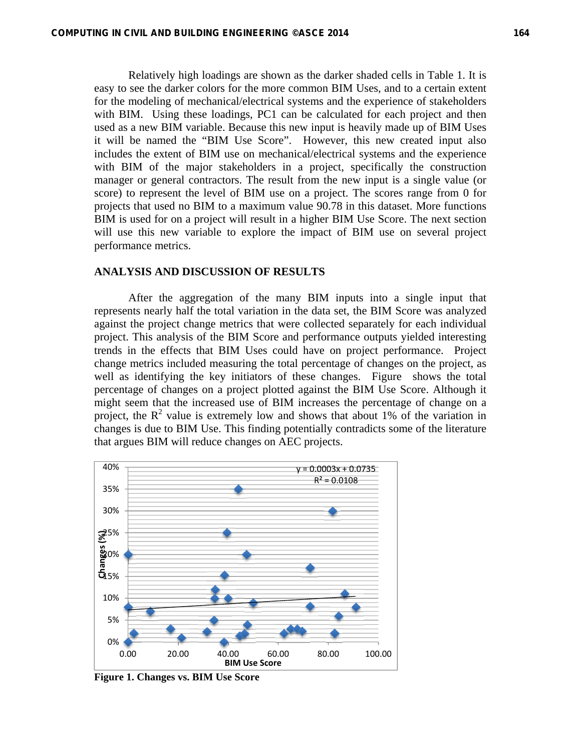Relatively high loadings are shown as the darker shaded cells in Table 1. It is easy to see the darker colors for the more common BIM Uses, and to a certain extent for the modeling of mechanical/electrical systems and the experience of stakeholders with BIM. Using these loadings, PC1 can be calculated for each project and then used as a new BIM variable. Because this new input is heavily made up of BIM Uses it will be named the "BIM Use Score". However, this new created input also includes the extent of BIM use on mechanical/electrical systems and the experience with BIM of the major stakeholders in a project, specifically the construction manager or general contractors. The result from the new input is a single value (or score) to represent the level of BIM use on a project. The scores range from 0 for projects that used no BIM to a maximum value 90.78 in this dataset. More functions BIM is used for on a project will result in a higher BIM Use Score. The next section will use this new variable to explore the impact of BIM use on several project performance metrics.

## ANALYSIS AND DISCUSSION OF RESULTS

After the aggregation of the many BIM inputs into a single input that represents nearly half the total variation in the data set, the BIM Score was analyzed against the project change metrics that were collected separately for each individual project. This analysis of the BIM Score and performance outputs yielded interesting trends in the effects that BIM Uses could have on project performance. Project change metrics included measuring the total percentage of changes on the project, as well as identifying the key initiators of these changes. Figure  shows the total percentage of changes on a project plotted against the BIM Use Score. Although it might seem that the increased use of BIM increases the percentage of change on a project, the $R^2$ value is extremely low and shows that about 1% of the variation in changes is due to BIM Use. This finding potentially contradicts some of the literature that argues BIM will reduce changes on AEC projects.

**Figure 1. Changes vs. BIM Use Score**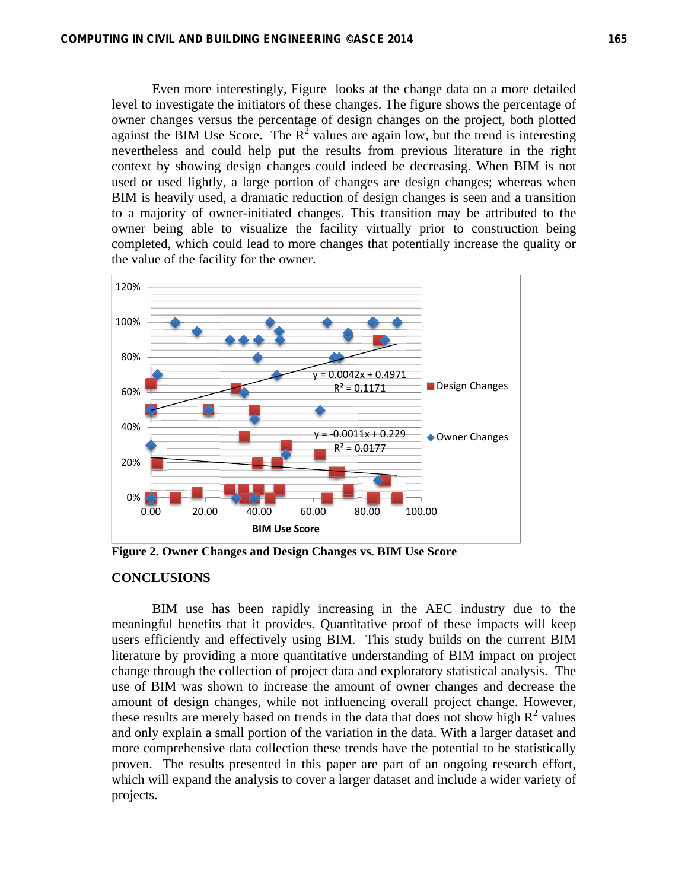Even more interestingly, Figure  looks at the change data on a more detailed level to investigate the initiators of these changes. The figure shows the percentage of owner changes versus the percentage of design changes on the project, both plotted against the BIM Use Score.  The $R^2$ values are again low, but the trend is interesting nevertheless and could help put the results from previous literature in the right context by showing design changes could indeed be decreasing. When BIM is not used or used lightly, a large portion of changes are design changes; whereas when BIM is heavily used, a dramatic reduction of design changes is seen and a transition to a majority of owner-initiated changes. This transition may be attributed to the owner being able to visualize the facility virtually prior to construction being completed, which could lead to more changes that potentially increase the quality or the value of the facility for the owner.

120%
100%
80%
60%
40%
20%
0%

0.00 20.00 40.00 60.00 80.00 100.00

BIM Use Score

y = 0.0042x + 0.4971
R² = 0.1171

y = -0.0011x + 0.229
R² = 0.0177

Design Changes

Owner Changes

**Figure 2. Owner Changes and Design Changes vs. BIM Use Score**

## CONCLUSIONS

BIM use has been rapidly increasing in the AEC industry due to the meaningful benefits that it provides. Quantitative proof of these impacts will keep users efficiently and effectively using BIM.  This study builds on the current BIM literature by providing a more quantitative understanding of BIM impact on project change through the collection of project data and exploratory statistical analysis.  The use of BIM was shown to increase the amount of owner changes and decrease the amount of design changes, while not influencing overall project change. However, these results are merely based on trends in the data that does not show high $R^2$ values and only explain a small portion of the variation in the data. With a larger dataset and more comprehensive data collection these trends have the potential to be statistically proven.  The results presented in this paper are part of an ongoing research effort, which will expand the analysis to cover a larger dataset and include a wider variety of projects.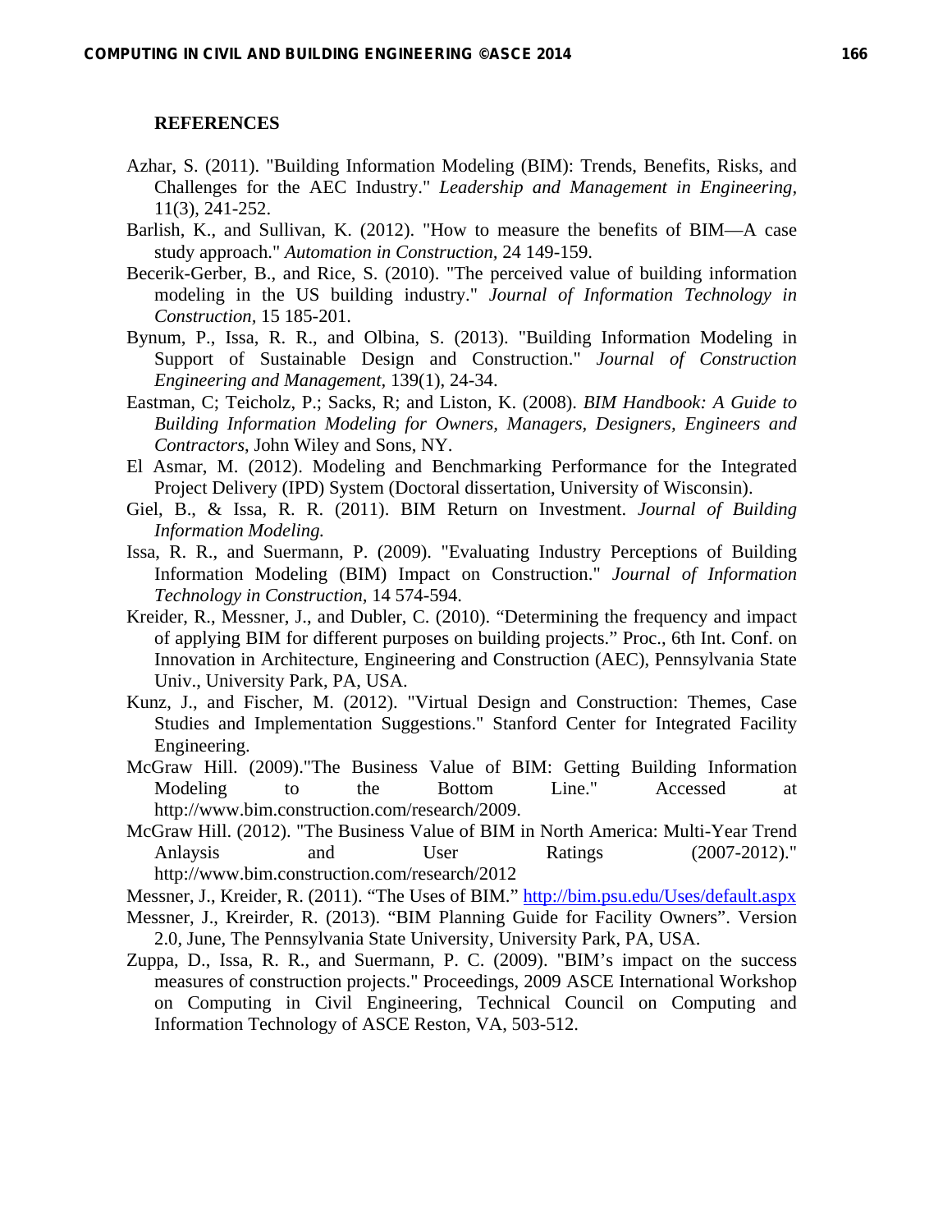## REFERENCES

Azhar, S. (2011). "Building Information Modeling (BIM): Trends, Benefits, Risks, and Challenges for the AEC Industry." *Leadership and Management in Engineering*, 11(3), 241-252.

Barlish, K., and Sullivan, K. (2012). "How to measure the benefits of BIM—A case study approach." *Automation in Construction*, 24 149-159.

Becerik-Gerber, B., and Rice, S. (2010). "The perceived value of building information modeling in the US building industry." *Journal of Information Technology in Construction*, 15 185-201.

Bynum, P., Issa, R. R., and Olbina, S. (2013). "Building Information Modeling in Support of Sustainable Design and Construction." *Journal of Construction Engineering and Management*, 139(1), 24-34.

Eastman, C; Teicholz, P.; Sacks, R; and Liston, K. (2008). *BIM Handbook: A Guide to Building Information Modeling for Owners, Managers, Designers, Engineers and Contractors*, John Wiley and Sons, NY.

El Asmar, M. (2012). Modeling and Benchmarking Performance for the Integrated Project Delivery (IPD) System (Doctoral dissertation, University of Wisconsin).

Giel, B., & Issa, R. R. (2011). BIM Return on Investment. *Journal of Building Information Modeling.*

Issa, R. R., and Suermann, P. (2009). "Evaluating Industry Perceptions of Building Information Modeling (BIM) Impact on Construction." *Journal of Information Technology in Construction*, 14 574-594.

Kreider, R., Messner, J., and Dubler, C. (2010). "Determining the frequency and impact of applying BIM for different purposes on building projects." Proc., 6th Int. Conf. on Innovation in Architecture, Engineering and Construction (AEC), Pennsylvania State Univ., University Park, PA, USA.

Kunz, J., and Fischer, M. (2012). "Virtual Design and Construction: Themes, Case Studies and Implementation Suggestions." Stanford Center for Integrated Facility Engineering.

McGraw Hill. (2009)."The Business Value of BIM: Getting Building Information Modeling to the Bottom Line." Accessed at http://www.bim.construction.com/research/2009.

McGraw Hill. (2012). "The Business Value of BIM in North America: Multi-Year Trend Anlaysis and User Ratings (2007-2012)." http://www.bim.construction.com/research/2012

Messner, J., Kreider, R. (2011). "The Uses of BIM." http://bim.psu.edu/Uses/default.aspx

Messner, J., Kreirder, R. (2013). "BIM Planning Guide for Facility Owners". Version 2.0, June, The Pennsylvania State University, University Park, PA, USA.

Zuppa, D., Issa, R. R., and Suermann, P. C. (2009). "BIM's impact on the success measures of construction projects." Proceedings, 2009 ASCE International Workshop on Computing in Civil Engineering, Technical Council on Computing and Information Technology of ASCE Reston, VA, 503-512.